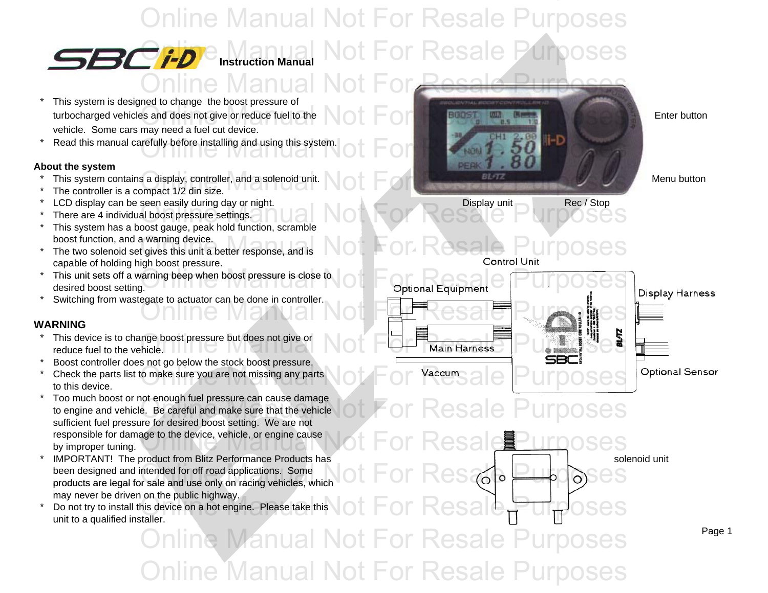# SBC i-D Instruction Manual

* This system is designed to change the boost pressure of turbocharged vehicles and does not give or reduce fuel to the vehicle. Some cars may need a fuel cut device.
* Read this manual carefully before installing and using this system.

**About the system**

* This system contains a display, controller, and a solenoid unit.
* The controller is a compact 1/2 din size.
* LCD display can be seen easily during day or night.
* There are 4 individual boost pressure settings.
* This system has a boost gauge, peak hold function, scramble boost function, and a warning device.
* The two solenoid set gives this unit a better response, and is capable of holding high boost pressure.
* This unit sets off a warning beep when boost pressure is close to desired boost setting.
* Switching from wastegate to actuator can be done in controller.

**WARNING**

* This device is to change boost pressure but does not give or reduce fuel to the vehicle.
* Boost controller does not go below the stock boost pressure.
* Check the parts list to make sure you are not missing any parts to this device.
* Too much boost or not enough fuel pressure can cause damage to engine and vehicle. Be careful and make sure that the vehicle sufficient fuel pressure for desired boost setting. We are not responsible for damage to the device, vehicle, or engine cause by improper tuning.
* IMPORTANT! The product from Blitz Performance Products has been designed and intended for off road applications. Some products are legal for sale and use only on racing vehicles, which may never be driven on the public highway.
* Do not try to install this device on a hot engine. Please take this unit to a qualified installer.

Enter button

Menu button

Display unit

Rec / Stop

Control Unit

Optional Equipment

Display Harness

Main Harness

Vaccum

Optional Sensor

solenoid unit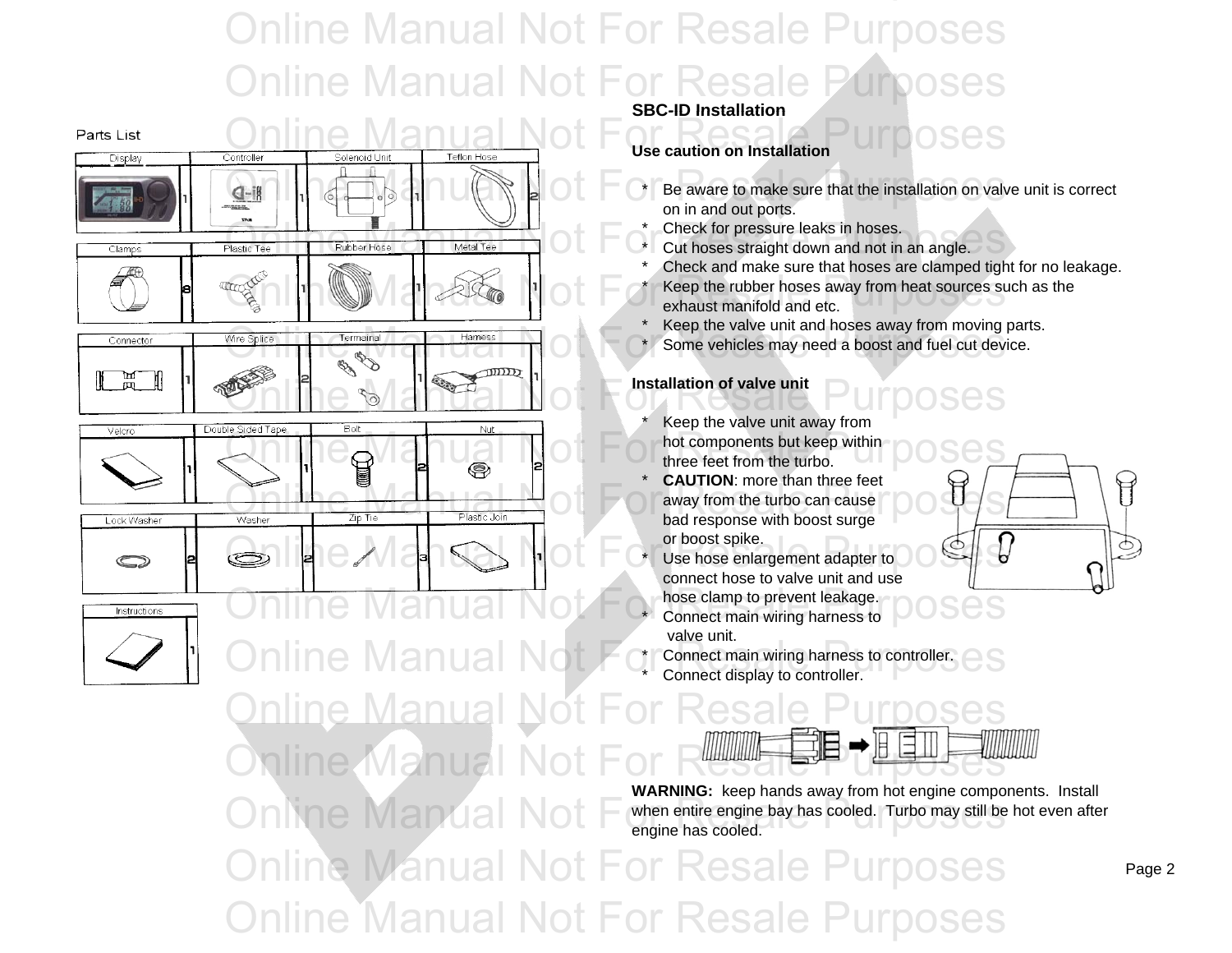## Parts List

| Display | | Controller | | Solenoid Unit | | Teflon Hose | |
|---|---|---|---|---|---|---|---|
| | 1 | | 1 | | 1 | | 2 |
| **Clamps** | | **Plastic Tee** | | **Rubber Hose** | | **Metal Tee** | |
| | 8 | | 1 | | 1 | | 1 |
| **Connector** | | **Wire Splice** | | **Termainal** | | **Harness** | |
| | 1 | | 2 | | 1 | | 1 |
| **Velcro** | | **Double Sided Tape** | | **Bolt** | | **Nut** | |
| | 1 | | 1 | | 2 | | 2 |
| **Lock Washer** | | **Washer** | | **Zip Tie** | | **Plastic Join** | |
| | 2 | | 2 | | 3 | | 1 |
| **Instructions** | | | | | | | |
| | 1 | | | | | | |

## SBC-ID Installation

### Use caution on Installation

* Be aware to make sure that the installation on valve unit is correct on in and out ports.
* Check for pressure leaks in hoses.
* Cut hoses straight down and not in an angle.
* Check and make sure that hoses are clamped tight for no leakage.
* Keep the rubber hoses away from heat sources such as the exhaust manifold and etc.
* Keep the valve unit and hoses away from moving parts.
* Some vehicles may need a boost and fuel cut device.

### Installation of valve unit

* Keep the valve unit away from hot components but keep within three feet from the turbo.
* **CAUTION**: more than three feet away from the turbo can cause bad response with boost surge or boost spike.
* Use hose enlargement adapter to connect hose to valve unit and use hose clamp to prevent leakage.
* Connect main wiring harness to valve unit.
* Connect main wiring harness to controller.
* Connect display to controller.

**WARNING:** keep hands away from hot engine components. Install when entire engine bay has cooled. Turbo may still be hot even after engine has cooled.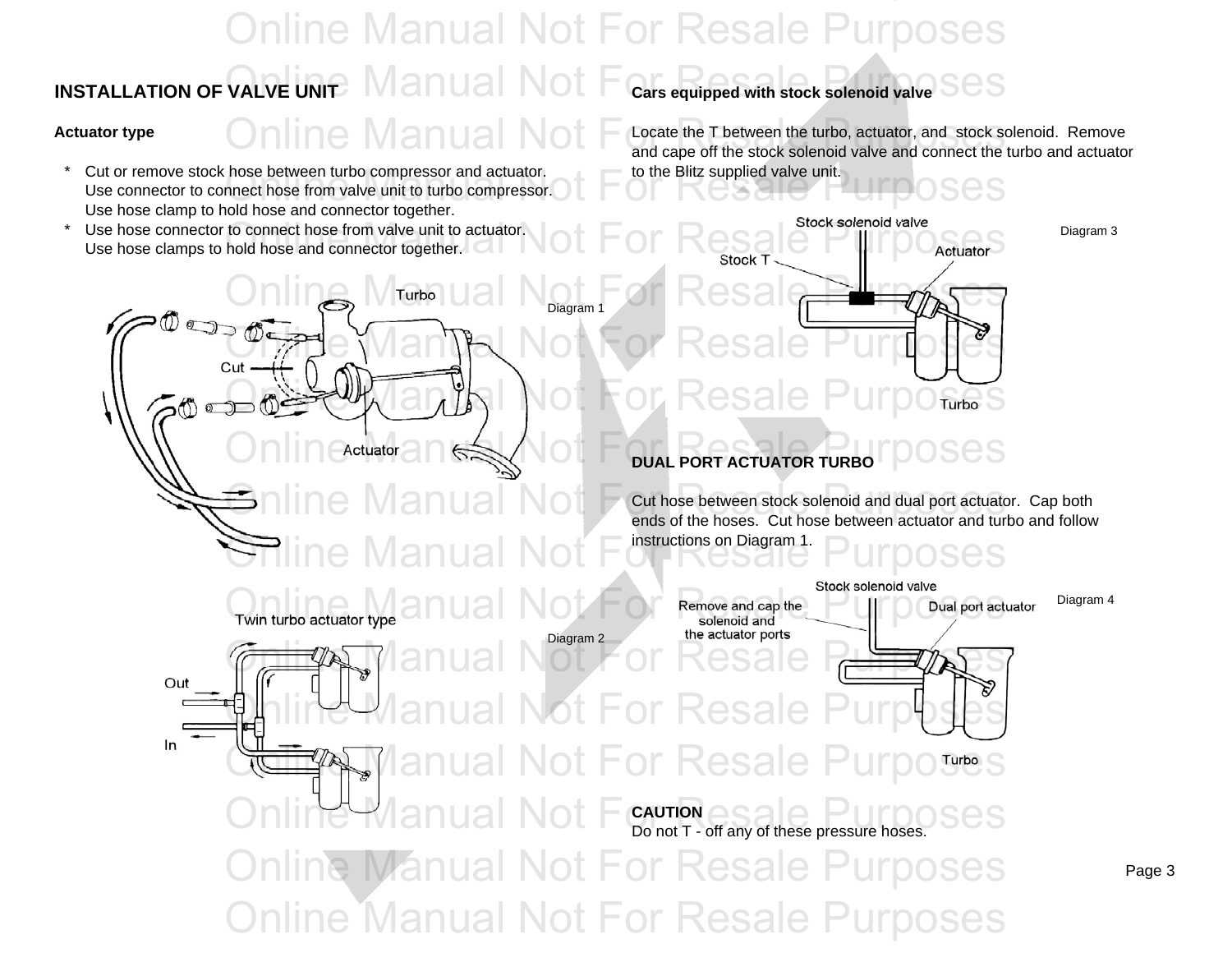## INSTALLATION OF VALVE UNIT

**Actuator type**

* Cut or remove stock hose between turbo compressor and actuator. Use connector to connect hose from valve unit to turbo compressor. Use hose clamp to hold hose and connector together.
* Use hose connector to connect hose from valve unit to actuator. Use hose clamps to hold hose and connector together.

Diagram 1

Twin turbo actuator type

Diagram 2

**Cars equipped with stock solenoid valve**

Locate the T between the turbo, actuator, and stock solenoid. Remove and cape off the stock solenoid valve and connect the turbo and actuator to the Blitz supplied valve unit.

Diagram 3

**DUAL PORT ACTUATOR TURBO**

Cut hose between stock solenoid and dual port actuator. Cap both ends of the hoses. Cut hose between actuator and turbo and follow instructions on Diagram 1.

Diagram 4

**CAUTION**
Do not T - off any of these pressure hoses.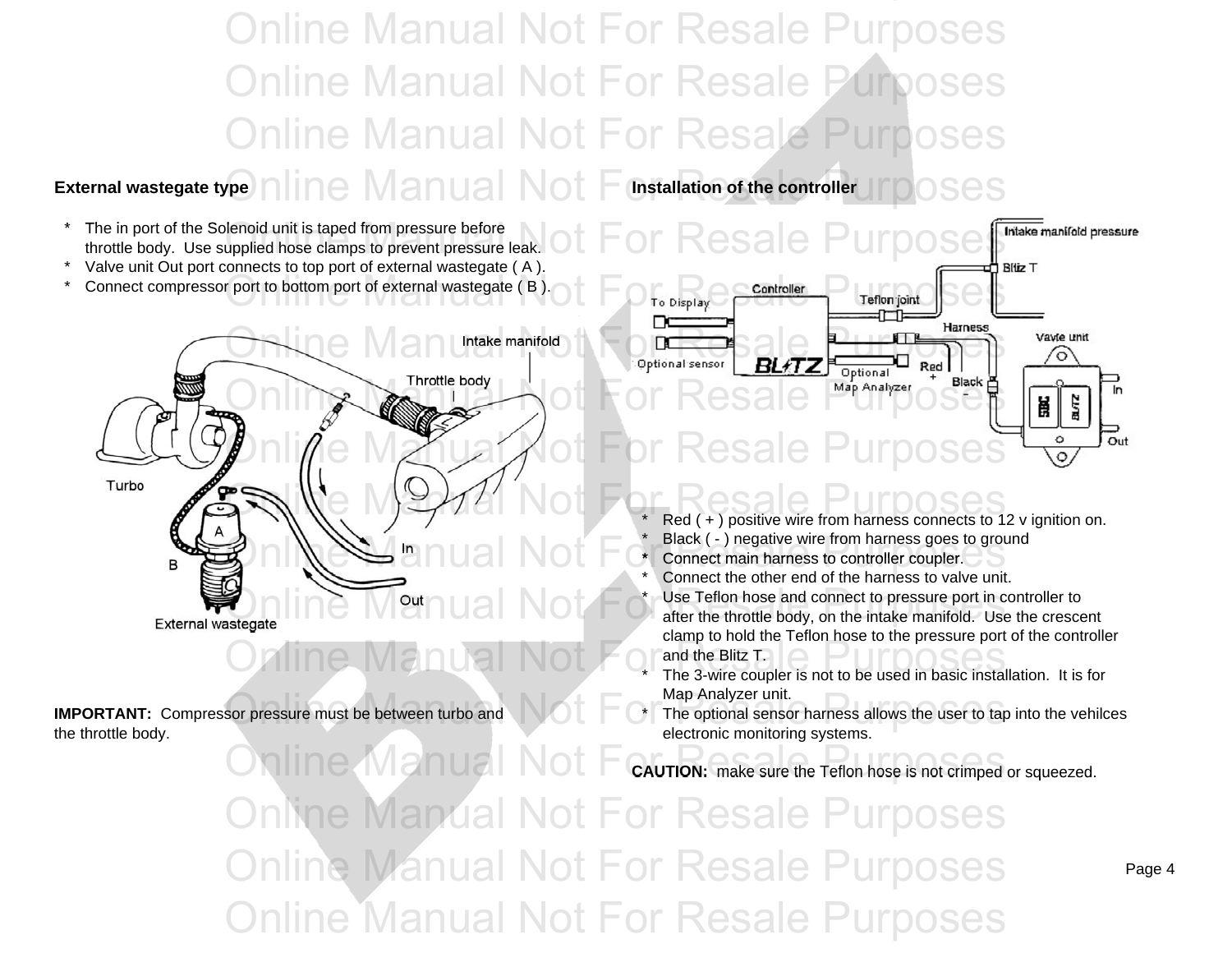## External wastegate type

- The in port of the Solenoid unit is taped from pressure before throttle body. Use supplied hose clamps to prevent pressure leak.
- Valve unit Out port connects to top port of external wastegate ( A ).
- Connect compressor port to bottom port of external wastegate ( B ).

**IMPORTANT:** Compressor pressure must be between turbo and the throttle body.

## Installation of the controller

- Red ( + ) positive wire from harness connects to 12 v ignition on.
- Black ( - ) negative wire from harness goes to ground
- Connect main harness to controller coupler.
- Connect the other end of the harness to valve unit.
- Use Teflon hose and connect to pressure port in controller to after the throttle body, on the intake manifold. Use the crescent clamp to hold the Teflon hose to the pressure port of the controller and the Blitz T.
- The 3-wire coupler is not to be used in basic installation. It is for Map Analyzer unit.
- The optional sensor harness allows the user to tap into the vehilces electronic monitoring systems.

**CAUTION:** make sure the Teflon hose is not crimped or squeezed.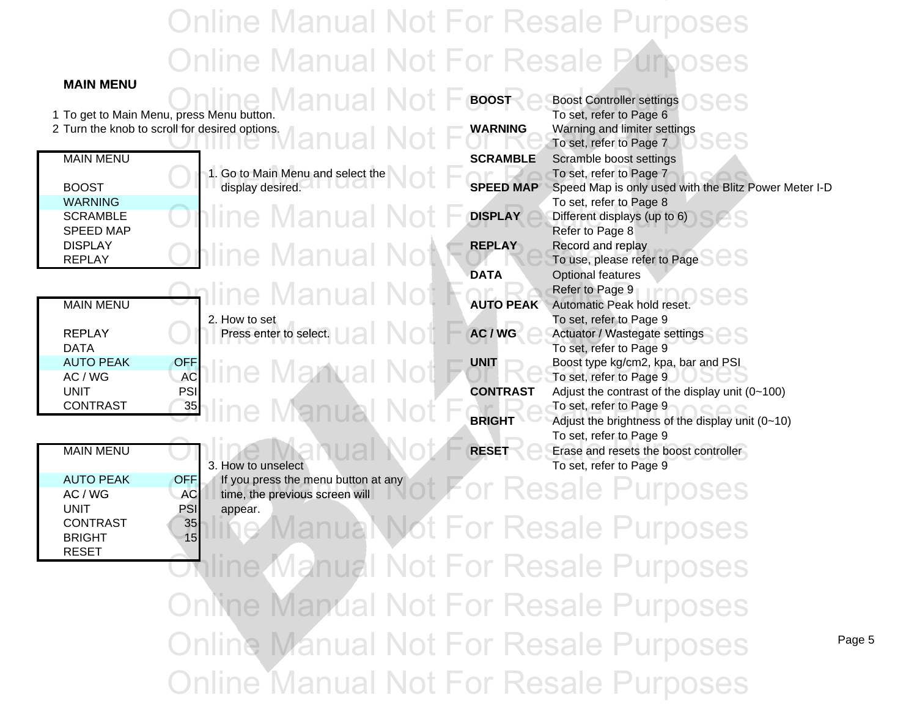## MAIN MENU

1. To get to Main Menu, press Menu button.
2. Turn the knob to scroll for desired options.

| MAIN MENU | |
|---|---|
| BOOST | |
| WARNING | |
| SCRAMBLE | |
| SPEED MAP | |
| DISPLAY | |
| REPLAY | |

1. Go to Main Menu and select the display desired.

| MAIN MENU | |
|---|---|
| REPLAY | |
| DATA | |
| AUTO PEAK | OFF |
| AC / WG | AC |
| UNIT | PSI |
| CONTRAST | 35 |

2. How to set
   Press enter to select.

| MAIN MENU | |
|---|---|
| AUTO PEAK | OFF |
| AC / WG | AC |
| UNIT | PSI |
| CONTRAST | 35 |
| BRIGHT | 15 |
| RESET | |

3. How to unselect
   If you press the menu button at any time, the previous screen will appear.

| | |
|---|---|
| **BOOST** | Boost Controller settings<br>To set, refer to Page 6 |
| **WARNING** | Warning and limiter settings<br>To set, refer to Page 7 |
| **SCRAMBLE** | Scramble boost settings<br>To set, refer to Page 7 |
| **SPEED MAP** | Speed Map is only used with the Blitz Power Meter I-D<br>To set, refer to Page 8 |
| **DISPLAY** | Different displays (up to 6)<br>Refer to Page 8 |
| **REPLAY** | Record and replay<br>To use, please refer to Page |
| **DATA** | Optional features<br>Refer to Page 9 |
| **AUTO PEAK** | Automatic Peak hold reset.<br>To set, refer to Page 9 |
| **AC / WG** | Actuator / Wastegate settings<br>To set, refer to Page 9 |
| **UNIT** | Boost type kg/cm2, kpa, bar and PSI<br>To set, refer to Page 9 |
| **CONTRAST** | Adjust the contrast of the display unit (0~100)<br>To set, refer to Page 9 |
| **BRIGHT** | Adjust the brightness of the display unit (0~10)<br>To set, refer to Page 9 |
| **RESET** | Erase and resets the boost controller<br>To set, refer to Page 9 |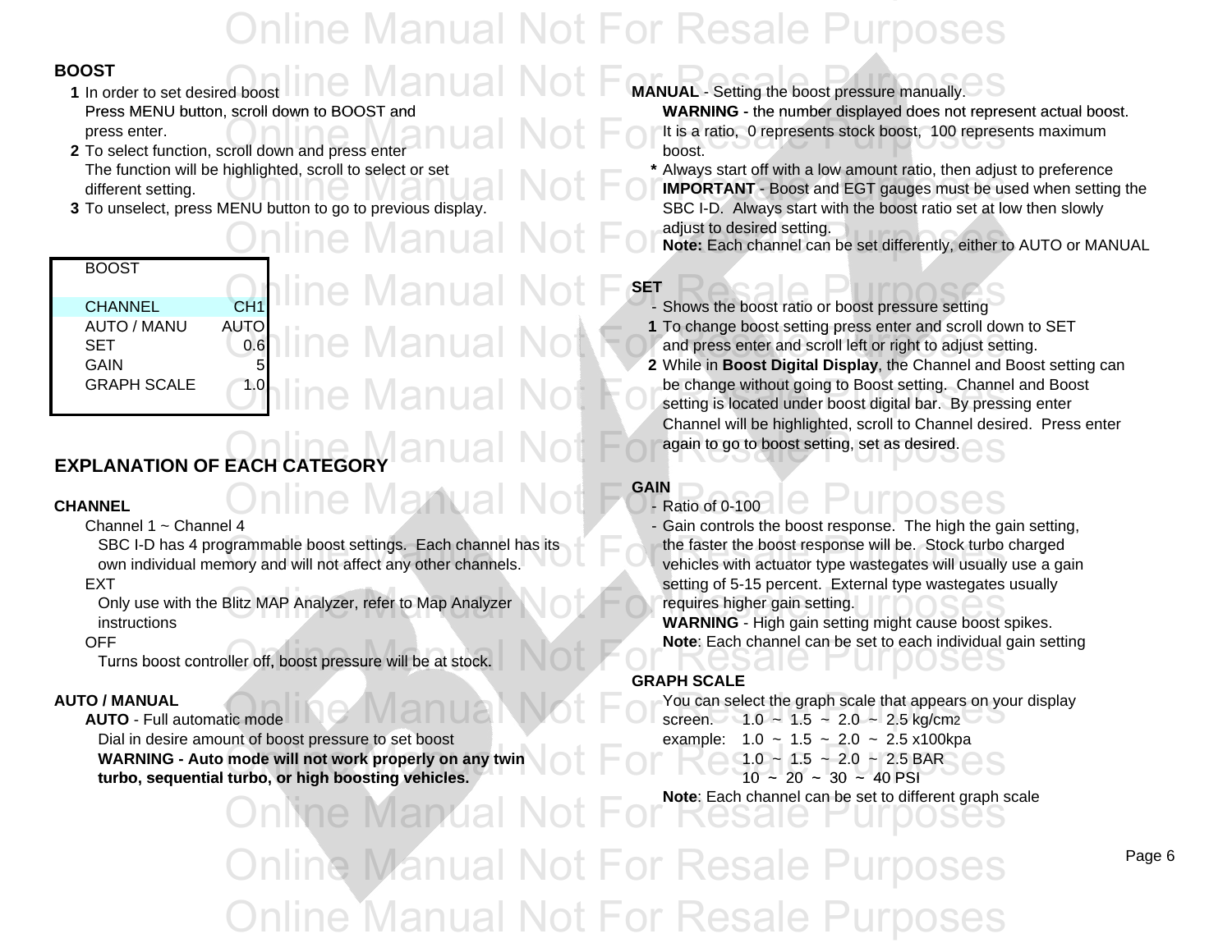## BOOST

1. In order to set desired boost
   Press MENU button, scroll down to BOOST and press enter.
2. To select function, scroll down and press enter
   The function will be highlighted, scroll to select or set different setting.
3. To unselect, press MENU button to go to previous display.

| BOOST | |
|---|---|
| CHANNEL | CH1 |
| AUTO / MANU | AUTO |
| SET | 0.6 |
| GAIN | 5 |
| GRAPH SCALE | 1.0 |

## EXPLANATION OF EACH CATEGORY

### CHANNEL

Channel 1 ~ Channel 4

SBC I-D has 4 programmable boost settings. Each channel has its own individual memory and will not affect any other channels.

EXT

Only use with the Blitz MAP Analyzer, refer to Map Analyzer instructions

OFF

Turns boost controller off, boost pressure will be at stock.

### AUTO / MANUAL

**AUTO** - Full automatic mode

Dial in desire amount of boost pressure to set boost

**WARNING - Auto mode will not work properly on any twin turbo, sequential turbo, or high boosting vehicles.**

**MANUAL** - Setting the boost pressure manually.

**WARNING** - the number displayed does not represent actual boost. It is a ratio, 0 represents stock boost, 100 represents maximum boost.

\* Always start off with a low amount ratio, then adjust to preference

**IMPORTANT** - Boost and EGT gauges must be used when setting the SBC I-D. Always start with the boost ratio set at low then slowly adjust to desired setting.

**Note:** Each channel can be set differently, either to AUTO or MANUAL

### SET

- Shows the boost ratio or boost pressure setting

1. To change boost setting press enter and scroll down to SET and press enter and scroll left or right to adjust setting.
2. While in **Boost Digital Display**, the Channel and Boost setting can be change without going to Boost setting. Channel and Boost setting is located under boost digital bar. By pressing enter Channel will be highlighted, scroll to Channel desired. Press enter again to go to boost setting, set as desired.

### GAIN

- Ratio of 0-100
- Gain controls the boost response. The high the gain setting, the faster the boost response will be. Stock turbo charged vehicles with actuator type wastegates will usually use a gain setting of 5-15 percent. External type wastegates usually requires higher gain setting.

**WARNING** - High gain setting might cause boost spikes.

**Note**: Each channel can be set to each individual gain setting

### GRAPH SCALE

You can select the graph scale that appears on your display screen.

example:
- 1.0 ~ 1.5 ~ 2.0 ~ 2.5 kg/cm2
- 1.0 ~ 1.5 ~ 2.0 ~ 2.5 x100kpa
- 1.0 ~ 1.5 ~ 2.0 ~ 2.5 BAR
- 10 ~ 20 ~ 30 ~ 40 PSI

**Note**: Each channel can be set to different graph scale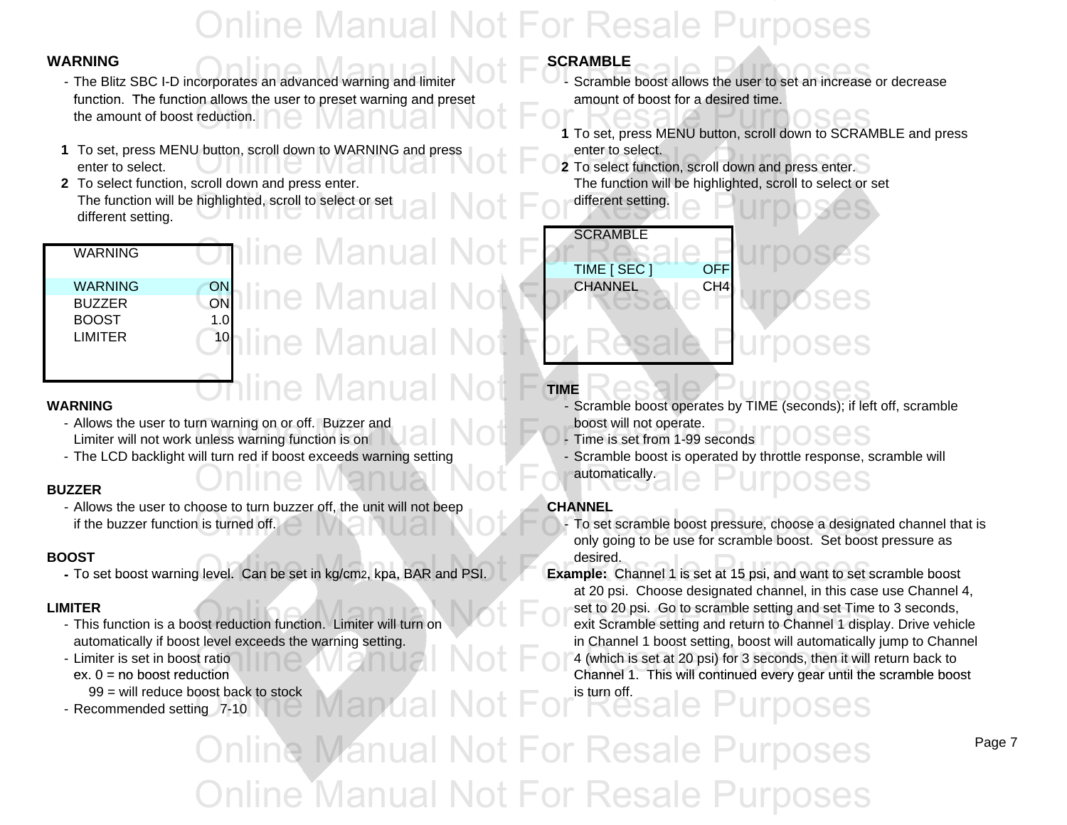## WARNING

- The Blitz SBC I-D incorporates an advanced warning and limiter function. The function allows the user to preset warning and preset the amount of boost reduction.

1. To set, press MENU button, scroll down to WARNING and press enter to select.
2. To select function, scroll down and press enter. The function will be highlighted, scroll to select or set different setting.

| WARNING | |
|---|---|
| WARNING | ON |
| BUZZER | ON |
| BOOST | 1.0 |
| LIMITER | 10 |

### WARNING

- Allows the user to turn warning on or off. Buzzer and Limiter will not work unless warning function is on
- The LCD backlight will turn red if boost exceeds warning setting

### BUZZER

- Allows the user to choose to turn buzzer off, the unit will not beep if the buzzer function is turned off.

### BOOST

- To set boost warning level. Can be set in $kg/cm^2$, kpa, BAR and PSI.

### LIMITER

- This function is a boost reduction function. Limiter will turn on automatically if boost level exceeds the warning setting.
- Limiter is set in boost ratio
  ex. 0 = no boost reduction
  99 = will reduce boost back to stock
- Recommended setting 7-10

## SCRAMBLE

- Scramble boost allows the user to set an increase or decrease amount of boost for a desired time.

1. To set, press MENU button, scroll down to SCRAMBLE and press enter to select.
2. To select function, scroll down and press enter. The function will be highlighted, scroll to select or set different setting.

| SCRAMBLE | |
|---|---|
| TIME [ SEC ] | OFF |
| CHANNEL | CH4 |

### TIME

- Scramble boost operates by TIME (seconds); if left off, scramble boost will not operate.
- Time is set from 1-99 seconds
- Scramble boost is operated by throttle response, scramble will automatically.

### CHANNEL

- To set scramble boost pressure, choose a designated channel that is only going to be use for scramble boost. Set boost pressure as desired.

**Example:** Channel 1 is set at 15 psi, and want to set scramble boost at 20 psi. Choose designated channel, in this case use Channel 4, set to 20 psi. Go to scramble setting and set Time to 3 seconds, exit Scramble setting and return to Channel 1 display. Drive vehicle in Channel 1 boost setting, boost will automatically jump to Channel 4 (which is set at 20 psi) for 3 seconds, then it will return back to Channel 1. This will continued every gear until the scramble boost is turn off.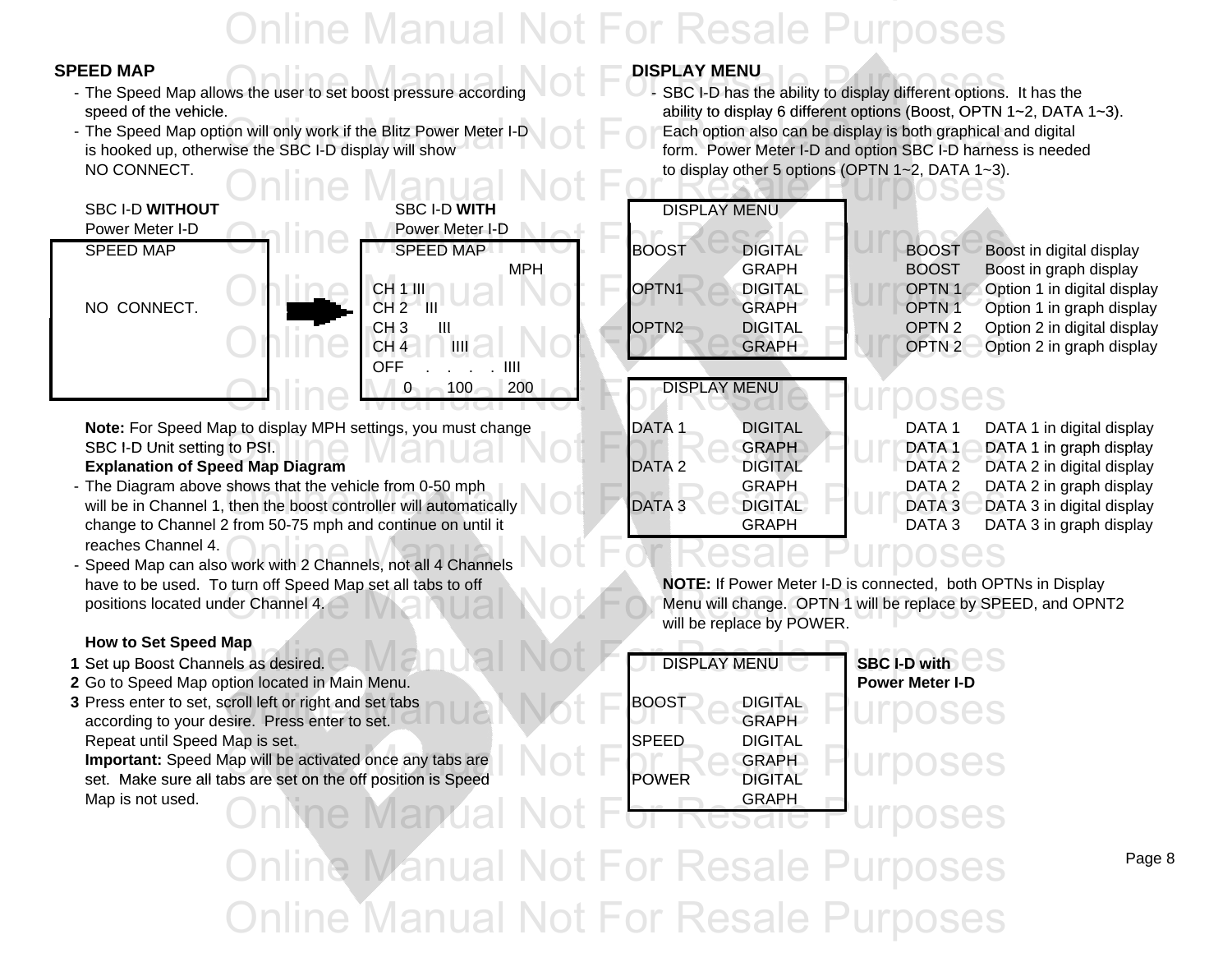## SPEED MAP

- The Speed Map allows the user to set boost pressure according speed of the vehicle.
- The Speed Map option will only work if the Blitz Power Meter I-D is hooked up, otherwise the SBC I-D display will show NO CONNECT.

SBC I-D **WITHOUT** Power Meter I-D

```
SPEED MAP


NO  CONNECT.
```

SBC I-D **WITH** Power Meter I-D

```
SPEED MAP
                      MPH
CH 1 III
CH 2    III
CH 3       III
CH 4          IIII
OFF    .    .    .   . IIII
    0       100      200
```

**Note:** For Speed Map to display MPH settings, you must change SBC I-D Unit setting to PSI.

**Explanation of Speed Map Diagram**

- The Diagram above shows that the vehicle from 0-50 mph will be in Channel 1, then the boost controller will automatically change to Channel 2 from 50-75 mph and continue on until it reaches Channel 4.
- Speed Map can also work with 2 Channels, not all 4 Channels have to be used. To turn off Speed Map set all tabs to off positions located under Channel 4.

**How to Set Speed Map**

1. Set up Boost Channels as desired.
2. Go to Speed Map option located in Main Menu.
3. Press enter to set, scroll left or right and set tabs according to your desire. Press enter to set. Repeat until Speed Map is set.
   **Important:** Speed Map will be activated once any tabs are set. Make sure all tabs are set on the off position is Speed Map is not used.

## DISPLAY MENU

- SBC I-D has the ability to display different options. It has the ability to display 6 different options (Boost, OPTN 1~2, DATA 1~3). Each option also can be display is both graphical and digital form. Power Meter I-D and option SBC I-D harness is needed to display other 5 options (OPTN 1~2, DATA 1~3).

| DISPLAY MENU | | | |
|---|---|---|---|
| BOOST | DIGITAL | BOOST | Boost in digital display |
| | GRAPH | BOOST | Boost in graph display |
| OPTN1 | DIGITAL | OPTN 1 | Option 1 in digital display |
| | GRAPH | OPTN 1 | Option 1 in graph display |
| OPTN2 | DIGITAL | OPTN 2 | Option 2 in digital display |
| | GRAPH | OPTN 2 | Option 2 in graph display |

| DISPLAY MENU | | | |
|---|---|---|---|
| DATA 1 | DIGITAL | DATA 1 | DATA 1 in digital display |
| | GRAPH | DATA 1 | DATA 1 in graph display |
| DATA 2 | DIGITAL | DATA 2 | DATA 2 in digital display |
| | GRAPH | DATA 2 | DATA 2 in graph display |
| DATA 3 | DIGITAL | DATA 3 | DATA 3 in digital display |
| | GRAPH | DATA 3 | DATA 3 in graph display |

**NOTE:** If Power Meter I-D is connected, both OPTNs in Display Menu will change. OPTN 1 will be replace by SPEED, and OPNT2 will be replace by POWER.

**SBC I-D with Power Meter I-D**

| DISPLAY MENU | |
|---|---|
| BOOST | DIGITAL |
| | GRAPH |
| SPEED | DIGITAL |
| | GRAPH |
| POWER | DIGITAL |
| | GRAPH |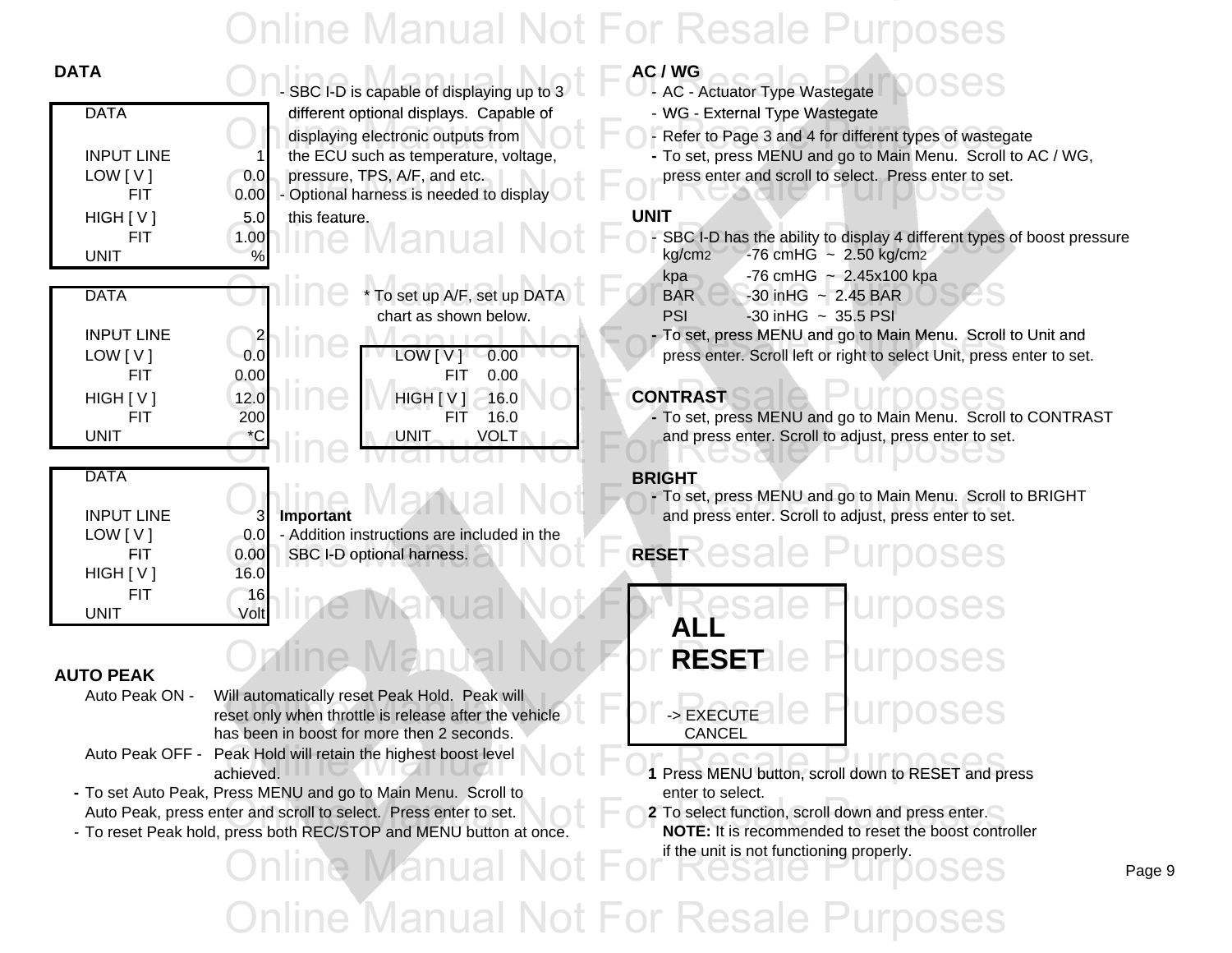## DATA

| DATA | |
|---|---|
| INPUT LINE | 1 |
| LOW [ V ] | 0.0 |
| FIT | 0.00 |
| HIGH [ V ] | 5.0 |
| FIT | 1.00 |
| UNIT | % |

- SBC I-D is capable of displaying up to 3 different optional displays. Capable of displaying electronic outputs from the ECU such as temperature, voltage, pressure, TPS, A/F, and etc.
- Optional harness is needed to display this feature.

| DATA | |
|---|---|
| INPUT LINE | 2 |
| LOW [ V ] | 0.0 |
| FIT | 0.00 |
| HIGH [ V ] | 12.0 |
| FIT | 200 |
| UNIT | *C |

* To set up A/F, set up DATA chart as shown below.

| LOW [ V ] | 0.00 |
|---|---|
| FIT | 0.00 |
| HIGH [ V ] | 16.0 |
| FIT | 16.0 |
| UNIT | VOLT |

| DATA | |
|---|---|
| INPUT LINE | 3 |
| LOW [ V ] | 0.0 |
| FIT | 0.00 |
| HIGH [ V ] | 16.0 |
| FIT | 16 |
| UNIT | Volt |

**Important**

- Addition instructions are included in the SBC I-D optional harness.

## AUTO PEAK

Auto Peak ON - Will automatically reset Peak Hold. Peak will reset only when throttle is release after the vehicle has been in boost for more then 2 seconds.

Auto Peak OFF - Peak Hold will retain the highest boost level achieved.

- To set Auto Peak, Press MENU and go to Main Menu. Scroll to Auto Peak, press enter and scroll to select. Press enter to set.
- To reset Peak hold, press both REC/STOP and MENU button at once.

## AC / WG

- AC - Actuator Type Wastegate
- WG - External Type Wastegate
- Refer to Page 3 and 4 for different types of wastegate
- To set, press MENU and go to Main Menu. Scroll to AC / WG, press enter and scroll to select. Press enter to set.

## UNIT

- SBC I-D has the ability to display 4 different types of boost pressure

| | |
|---|---|
| $kg/cm^2$ | -76 cmHG ~ 2.50 $kg/cm^2$ |
| kpa | -76 cmHG ~ 2.45x100 kpa |
| BAR | -30 inHG ~ 2.45 BAR |
| PSI | -30 inHG ~ 35.5 PSI |

- To set, press MENU and go to Main Menu. Scroll to Unit and press enter. Scroll left or right to select Unit, press enter to set.

## CONTRAST

- To set, press MENU and go to Main Menu. Scroll to CONTRAST and press enter. Scroll to adjust, press enter to set.

## BRIGHT

- To set, press MENU and go to Main Menu. Scroll to BRIGHT and press enter. Scroll to adjust, press enter to set.

## RESET

**ALL RESET**

-> EXECUTE
CANCEL

1. Press MENU button, scroll down to RESET and press enter to select.
2. To select function, scroll down and press enter.
   **NOTE:** It is recommended to reset the boost controller if the unit is not functioning properly.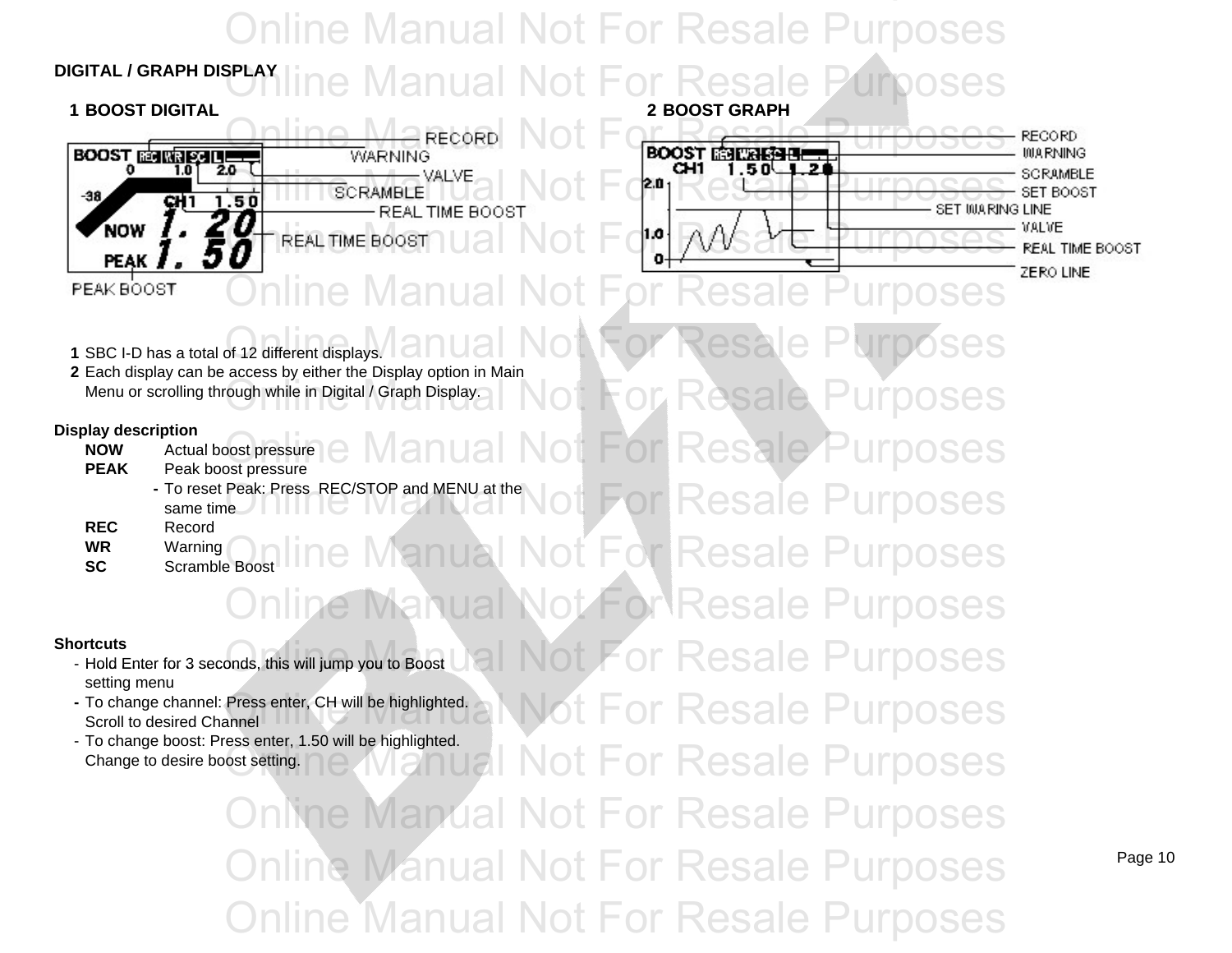## DIGITAL / GRAPH DISPLAY

**1 BOOST DIGITAL**

BOOST REC WR SC L — RECORD, WARNING, VALVE, SCRAMBLE, REAL TIME BOOST, REAL TIME BOOST, PEAK BOOST

**2 BOOST GRAPH**

RECORD, WARNING, SCRAMBLE, SET BOOST, SET WARING LINE, VALVE, REAL TIME BOOST, ZERO LINE

1. SBC I-D has a total of 12 different displays.
2. Each display can be access by either the Display option in Main Menu or scrolling through while in Digital / Graph Display.

**Display description**

**NOW** Actual boost pressure
**PEAK** Peak boost pressure
- To reset Peak: Press REC/STOP and MENU at the same time

**REC** Record
**WR** Warning
**SC** Scramble Boost

**Shortcuts**

- Hold Enter for 3 seconds, this will jump you to Boost setting menu
- To change channel: Press enter, CH will be highlighted. Scroll to desired Channel
- To change boost: Press enter, 1.50 will be highlighted. Change to desire boost setting.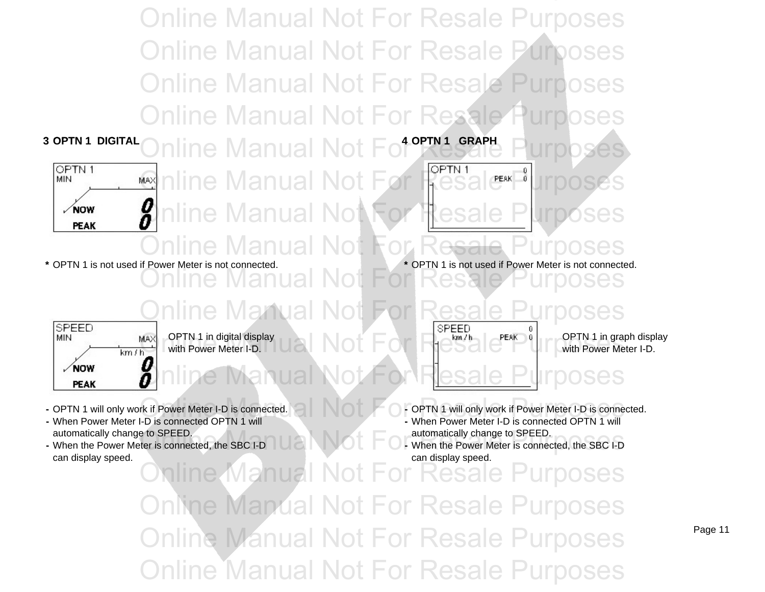## 3 OPTN 1 DIGITAL

* OPTN 1 is not used if Power Meter is not connected.

OPTN 1 in digital display with Power Meter I-D.

- OPTN 1 will only work if Power Meter I-D is connected.
- When Power Meter I-D is connected OPTN 1 will automatically change to SPEED.
- When the Power Meter is connected, the SBC I-D can display speed.

## 4 OPTN 1 GRAPH

* OPTN 1 is not used if Power Meter is not connected.

OPTN 1 in graph display with Power Meter I-D.

- OPTN 1 will only work if Power Meter I-D is connected.
- When Power Meter I-D is connected OPTN 1 will automatically change to SPEED.
- When the Power Meter is connected, the SBC I-D can display speed.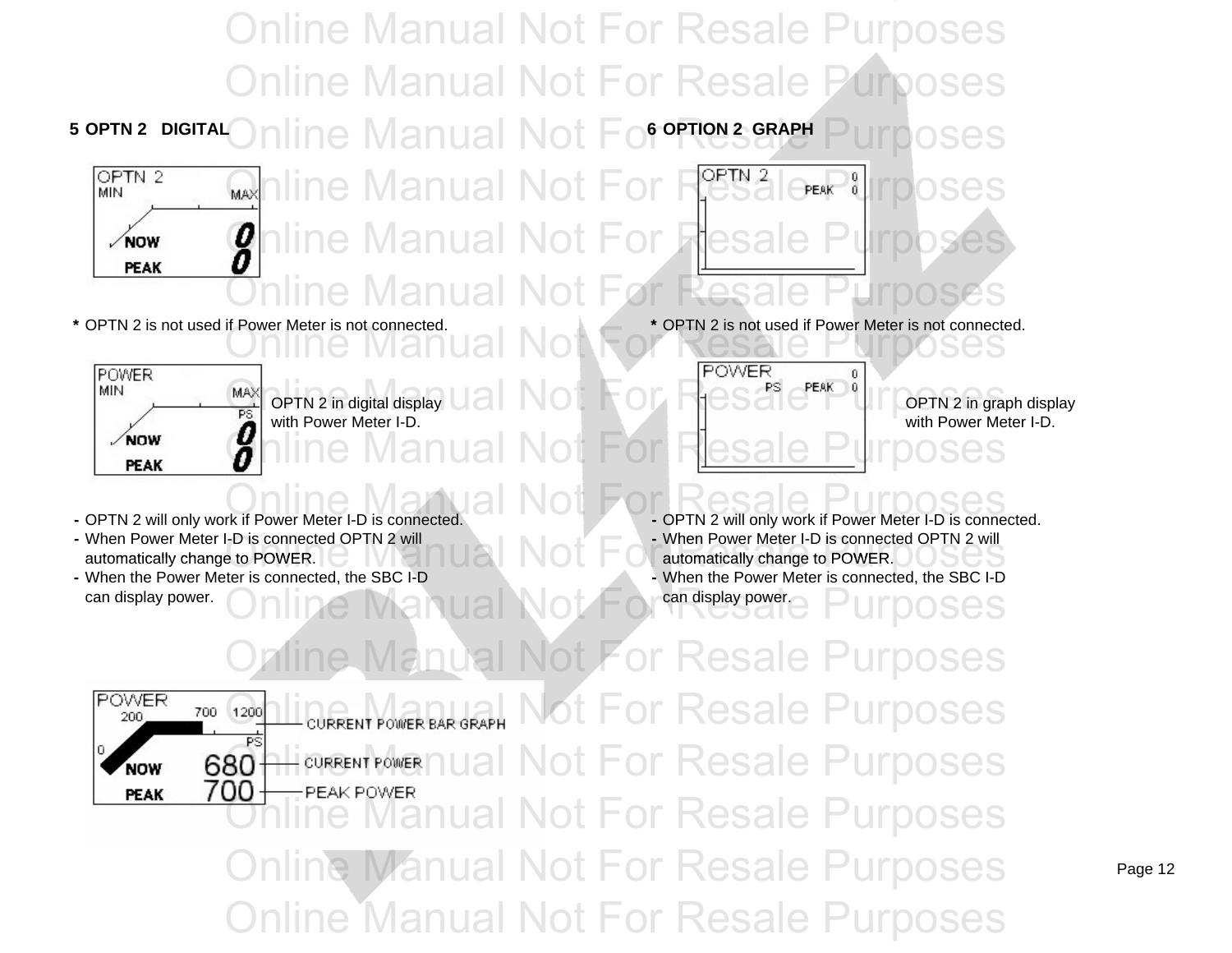## 5 OPTN 2 DIGITAL

* OPTN 2 is not used if Power Meter is not connected.

OPTN 2 in digital display with Power Meter I-D.

- OPTN 2 will only work if Power Meter I-D is connected.
- When Power Meter I-D is connected OPTN 2 will automatically change to POWER.
- When the Power Meter is connected, the SBC I-D can display power.

CURRENT POWER BAR GRAPH

CURRENT POWER

PEAK POWER

## 6 OPTION 2 GRAPH

* OPTN 2 is not used if Power Meter is not connected.

OPTN 2 in graph display with Power Meter I-D.

- OPTN 2 will only work if Power Meter I-D is connected.
- When Power Meter I-D is connected OPTN 2 will automatically change to POWER.
- When the Power Meter is connected, the SBC I-D can display power.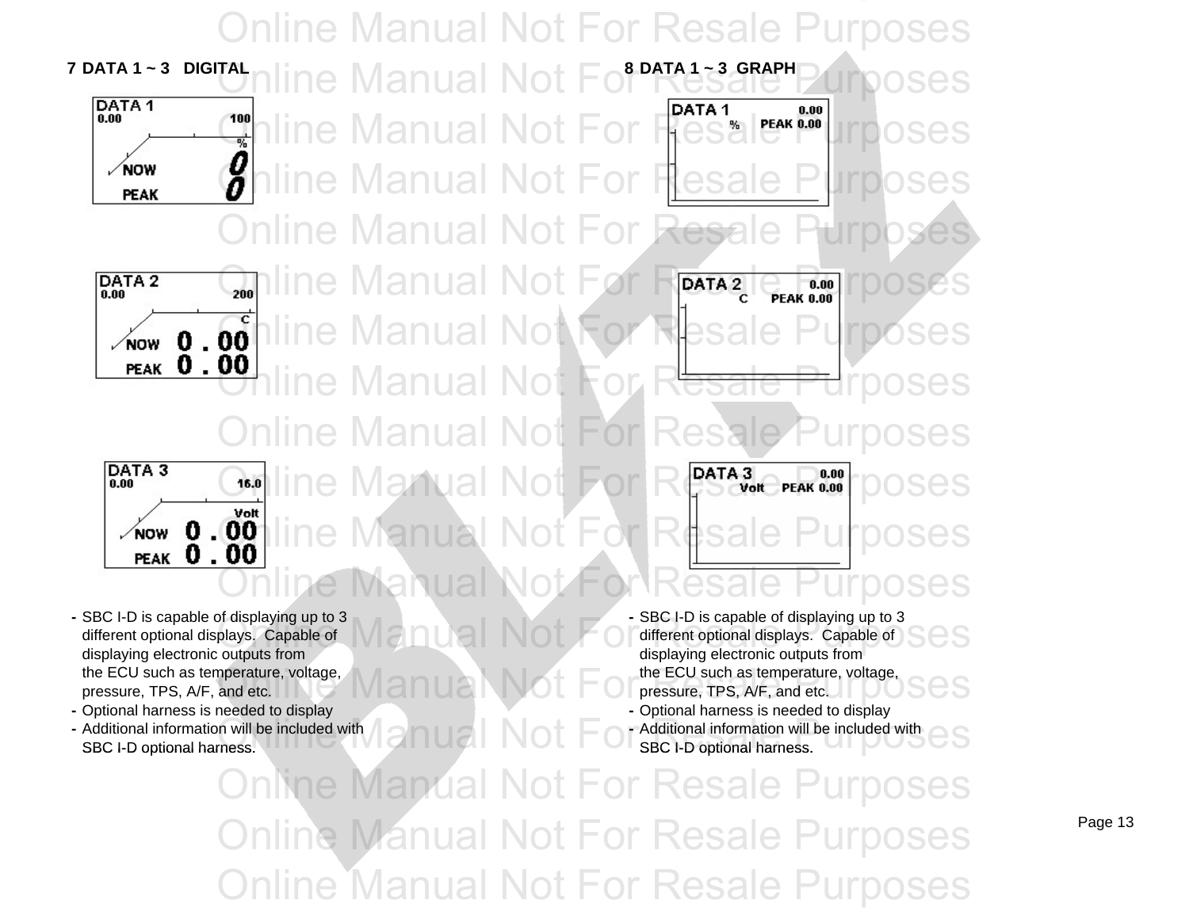## 7 DATA 1 ~ 3 DIGITAL

DATA 1
0.00 100
%
NOW 0
PEAK 0

DATA 2
0.00 200
C
NOW 0 . 00
PEAK 0 . 00

DATA 3
0.00 16.0
Volt
NOW 0 . 00
PEAK 0 . 00

- SBC I-D is capable of displaying up to 3 different optional displays. Capable of displaying electronic outputs from the ECU such as temperature, voltage, pressure, TPS, A/F, and etc.
- Optional harness is needed to display
- Additional information will be included with SBC I-D optional harness.

## 8 DATA 1 ~ 3 GRAPH

DATA 1 0.00
% PEAK 0.00

DATA 2 0.00
C PEAK 0.00

DATA 3 0.00
Volt PEAK 0.00

- SBC I-D is capable of displaying up to 3 different optional displays. Capable of displaying electronic outputs from the ECU such as temperature, voltage, pressure, TPS, A/F, and etc.
- Optional harness is needed to display
- Additional information will be included with SBC I-D optional harness.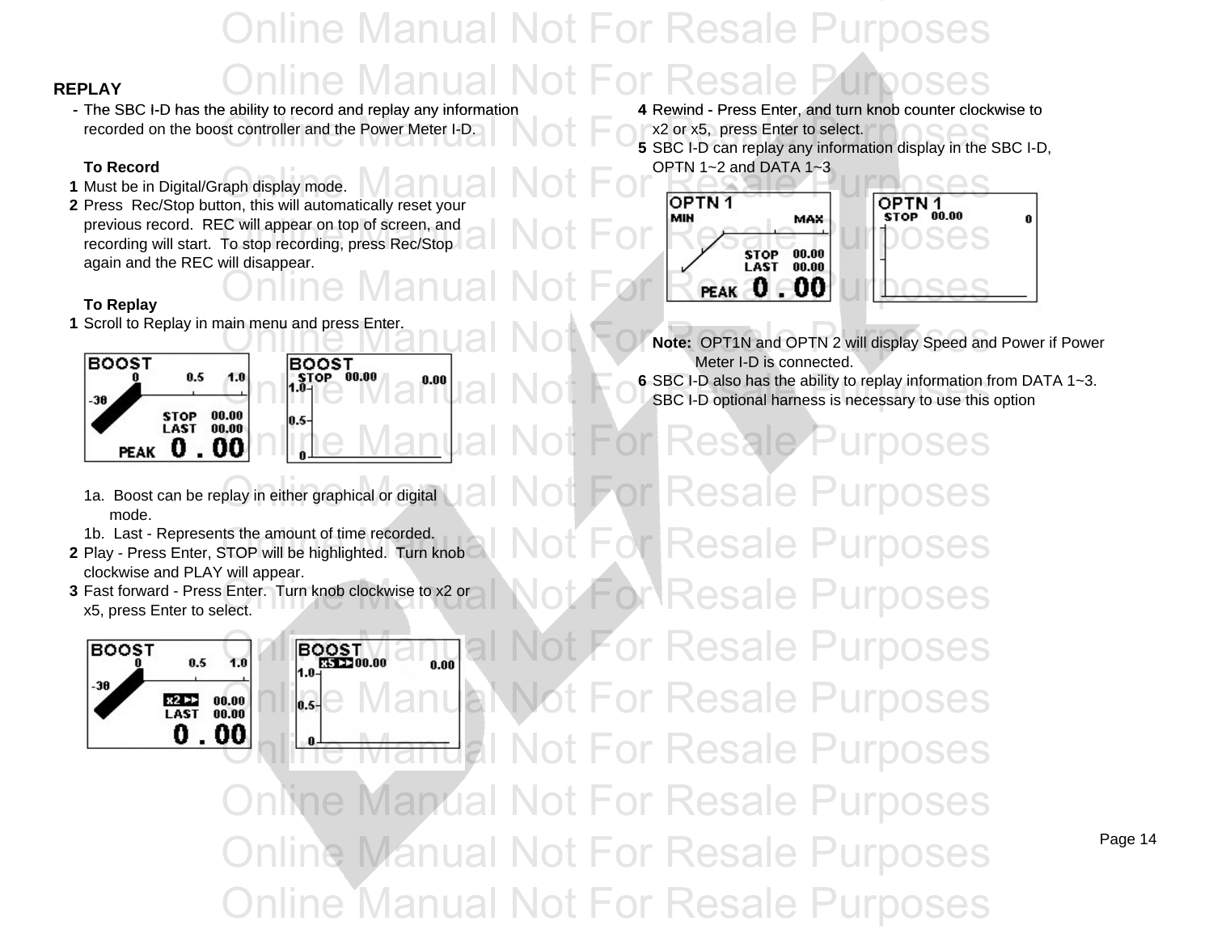## REPLAY

- The SBC I-D has the ability to record and replay any information recorded on the boost controller and the Power Meter I-D.

### To Record

1. Must be in Digital/Graph display mode.
2. Press Rec/Stop button, this will automatically reset your previous record. REC will appear on top of screen, and recording will start. To stop recording, press Rec/Stop again and the REC will disappear.

### To Replay

1. Scroll to Replay in main menu and press Enter.

BOOST
0 0.5 1.0
-30
STOP 00.00
LAST 00.00
PEAK 0 . 00

BOOST
STOP 00.00 0.00
1.0
0.5
0

1a. Boost can be replay in either graphical or digital mode.
1b. Last - Represents the amount of time recorded.

2. Play - Press Enter, STOP will be highlighted. Turn knob clockwise and PLAY will appear.
3. Fast forward - Press Enter. Turn knob clockwise to x2 or x5, press Enter to select.

BOOST
0 0.5 1.0
-30
x2 ▸▸ 00.00
LAST 00.00
0 . 00

BOOST
x5 ▸▸ 00.00 0.00
1.0
0.5
0

4. Rewind - Press Enter, and turn knob counter clockwise to x2 or x5, press Enter to select.
5. SBC I-D can replay any information display in the SBC I-D, OPTN 1~2 and DATA 1~3

OPTN 1
MIN MAX
STOP 00.00
LAST 00.00
PEAK 0 . 00

OPTN 1
STOP 00.00 0

**Note:** OPT1N and OPTN 2 will display Speed and Power if Power Meter I-D is connected.

6. SBC I-D also has the ability to replay information from DATA 1~3. SBC I-D optional harness is necessary to use this option